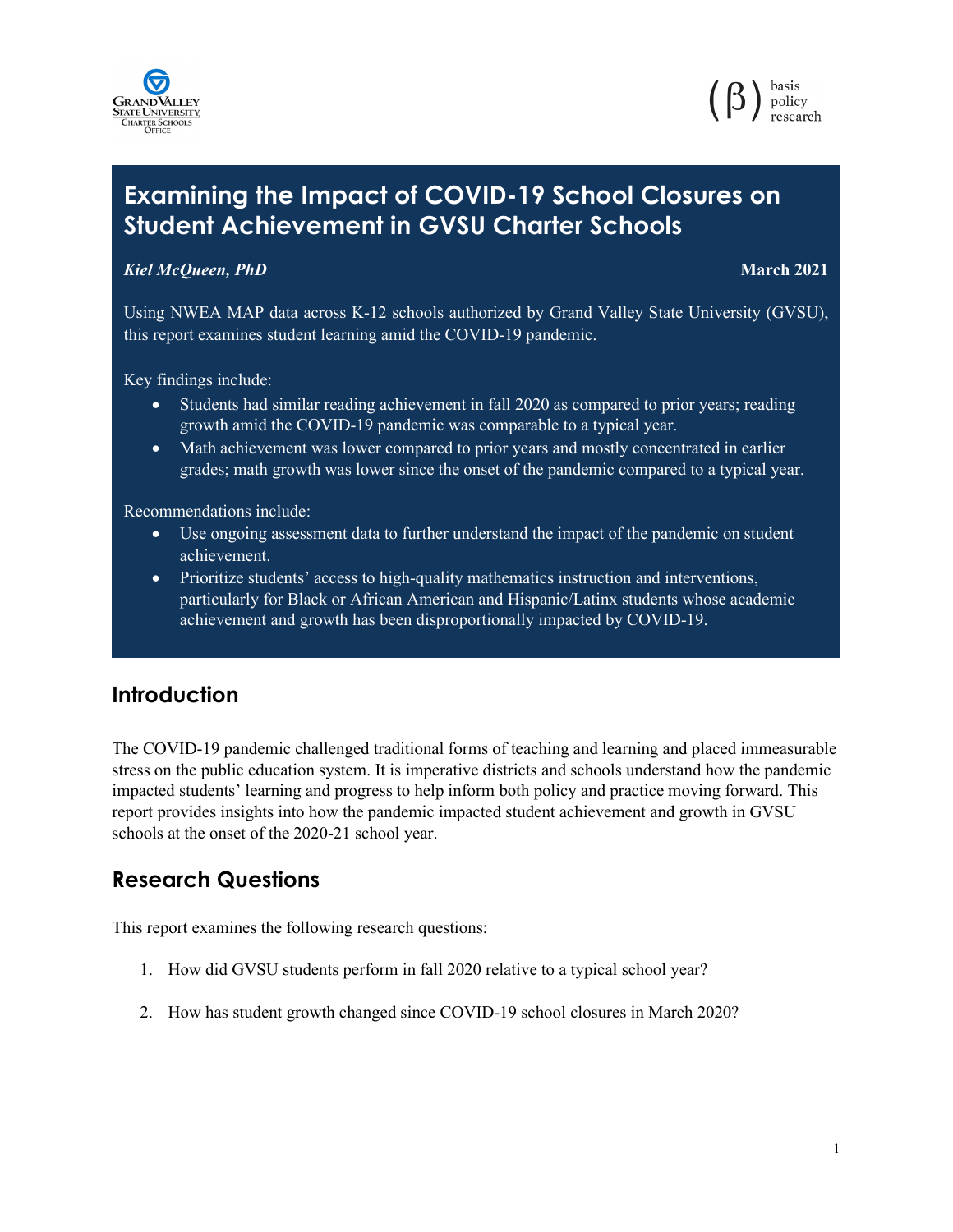# Examining the Impact of COVID-19 School Closures on Student Achievement in GVSU Charter Schools

***Kiel McQueen, PhD*** **March 2021**

Using NWEA MAP data across K-12 schools authorized by Grand Valley State University (GVSU), this report examines student learning amid the COVID-19 pandemic.

Key findings include:

- Students had similar reading achievement in fall 2020 as compared to prior years; reading growth amid the COVID-19 pandemic was comparable to a typical year.
- Math achievement was lower compared to prior years and mostly concentrated in earlier grades; math growth was lower since the onset of the pandemic compared to a typical year.

Recommendations include:

- Use ongoing assessment data to further understand the impact of the pandemic on student achievement.
- Prioritize students' access to high-quality mathematics instruction and interventions, particularly for Black or African American and Hispanic/Latinx students whose academic achievement and growth has been disproportionally impacted by COVID-19.

## Introduction

The COVID-19 pandemic challenged traditional forms of teaching and learning and placed immeasurable stress on the public education system. It is imperative districts and schools understand how the pandemic impacted students' learning and progress to help inform both policy and practice moving forward. This report provides insights into how the pandemic impacted student achievement and growth in GVSU schools at the onset of the 2020-21 school year.

## Research Questions

This report examines the following research questions:

1. How did GVSU students perform in fall 2020 relative to a typical school year?
2. How has student growth changed since COVID-19 school closures in March 2020?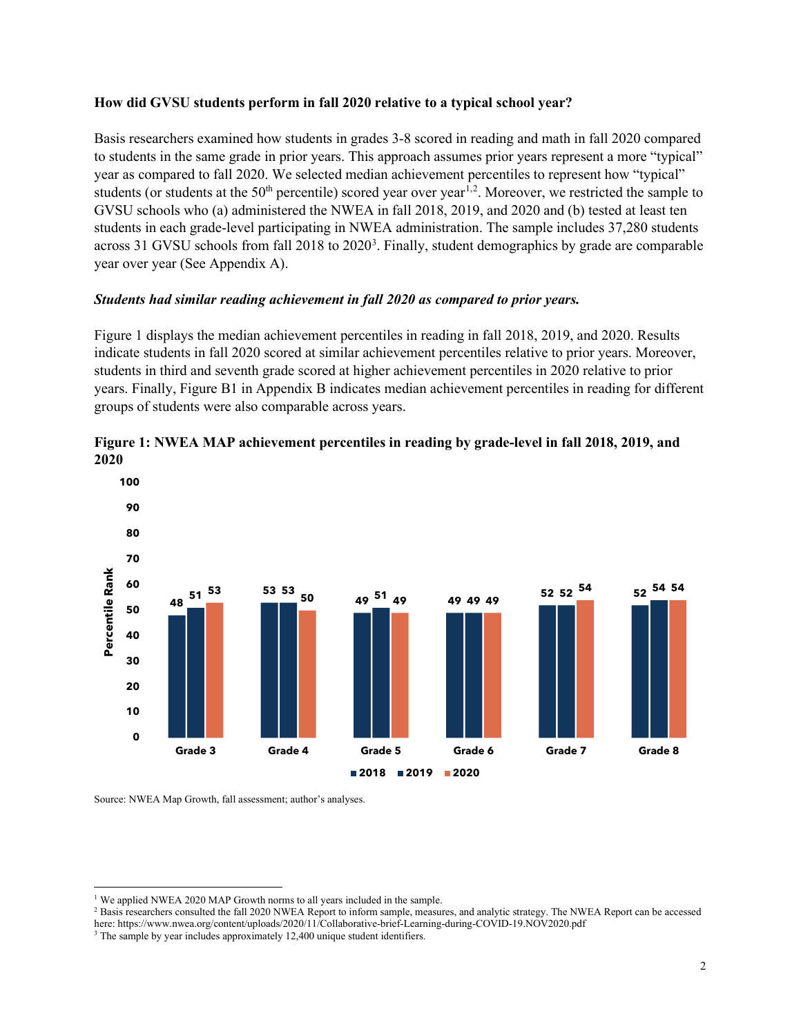### How did GVSU students perform in fall 2020 relative to a typical school year?

Basis researchers examined how students in grades 3-8 scored in reading and math in fall 2020 compared to students in the same grade in prior years. This approach assumes prior years represent a more "typical" year as compared to fall 2020. We selected median achievement percentiles to represent how "typical" students (or students at the 50th percentile) scored year over year[1,2]. Moreover, we restricted the sample to GVSU schools who (a) administered the NWEA in fall 2018, 2019, and 2020 and (b) tested at least ten students in each grade-level participating in NWEA administration. The sample includes 37,280 students across 31 GVSU schools from fall 2018 to 2020[3]. Finally, student demographics by grade are comparable year over year (See Appendix A).

#### *Students had similar reading achievement in fall 2020 as compared to prior years.*

Figure 1 displays the median achievement percentiles in reading in fall 2018, 2019, and 2020. Results indicate students in fall 2020 scored at similar achievement percentiles relative to prior years. Moreover, students in third and seventh grade scored at higher achievement percentiles in 2020 relative to prior years. Finally, Figure B1 in Appendix B indicates median achievement percentiles in reading for different groups of students were also comparable across years.

**Figure 1: NWEA MAP achievement percentiles in reading by grade-level in fall 2018, 2019, and 2020**

| Percentile Rank | Grade 3 | Grade 4 | Grade 5 | Grade 6 | Grade 7 | Grade 8 |
|---|---|---|---|---|---|---|
| 2018 | 48 | 53 | 49 | 49 | 52 | 52 |
| 2019 | 51 | 53 | 51 | 49 | 52 | 54 |
| 2020 | 53 | 50 | 49 | 49 | 54 | 54 |

Source: NWEA Map Growth, fall assessment; author's analyses.

---

[1] We applied NWEA 2020 MAP Growth norms to all years included in the sample.

[2] Basis researchers consulted the fall 2020 NWEA Report to inform sample, measures, and analytic strategy. The NWEA Report can be accessed here: https://www.nwea.org/content/uploads/2020/11/Collaborative-brief-Learning-during-COVID-19.NOV2020.pdf

[3] The sample by year includes approximately 12,400 unique student identifiers.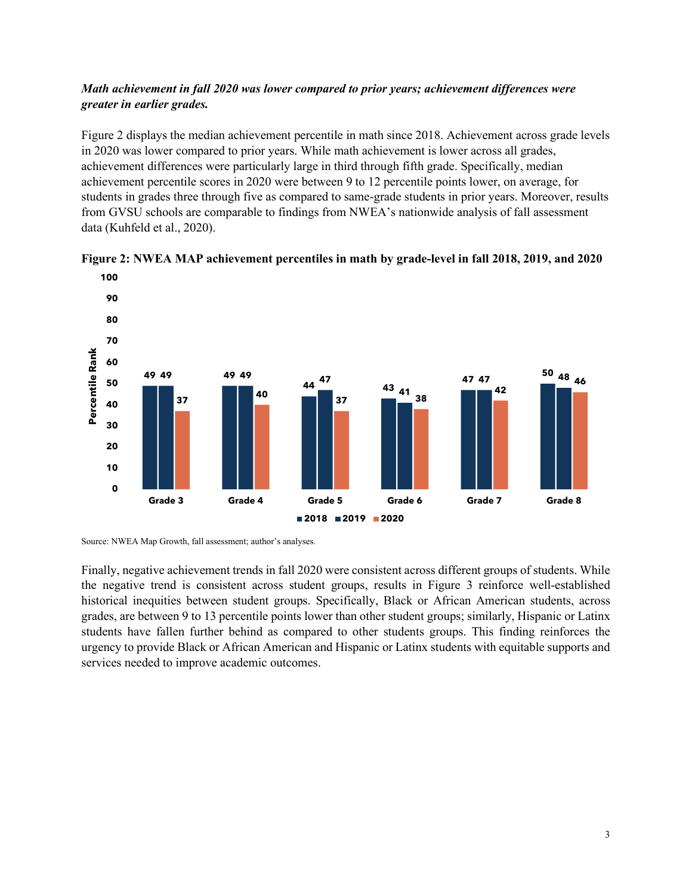***Math achievement in fall 2020 was lower compared to prior years; achievement differences were greater in earlier grades.***

Figure 2 displays the median achievement percentile in math since 2018. Achievement across grade levels in 2020 was lower compared to prior years. While math achievement is lower across all grades, achievement differences were particularly large in third through fifth grade. Specifically, median achievement percentile scores in 2020 were between 9 to 12 percentile points lower, on average, for students in grades three through five as compared to same-grade students in prior years. Moreover, results from GVSU schools are comparable to findings from NWEA's nationwide analysis of fall assessment data (Kuhfeld et al., 2020).

**Figure 2: NWEA MAP achievement percentiles in math by grade-level in fall 2018, 2019, and 2020**

| Grade | 2018 | 2019 | 2020 |
|---|---|---|---|
| Grade 3 | 49 | 49 | 37 |
| Grade 4 | 49 | 49 | 40 |
| Grade 5 | 44 | 47 | 37 |
| Grade 6 | 43 | 41 | 38 |
| Grade 7 | 47 | 47 | 42 |
| Grade 8 | 50 | 48 | 46 |

Source: NWEA Map Growth, fall assessment; author's analyses.

Finally, negative achievement trends in fall 2020 were consistent across different groups of students. While the negative trend is consistent across student groups, results in Figure 3 reinforce well-established historical inequities between student groups. Specifically, Black or African American students, across grades, are between 9 to 13 percentile points lower than other student groups; similarly, Hispanic or Latinx students have fallen further behind as compared to other students groups. This finding reinforces the urgency to provide Black or African American and Hispanic or Latinx students with equitable supports and services needed to improve academic outcomes.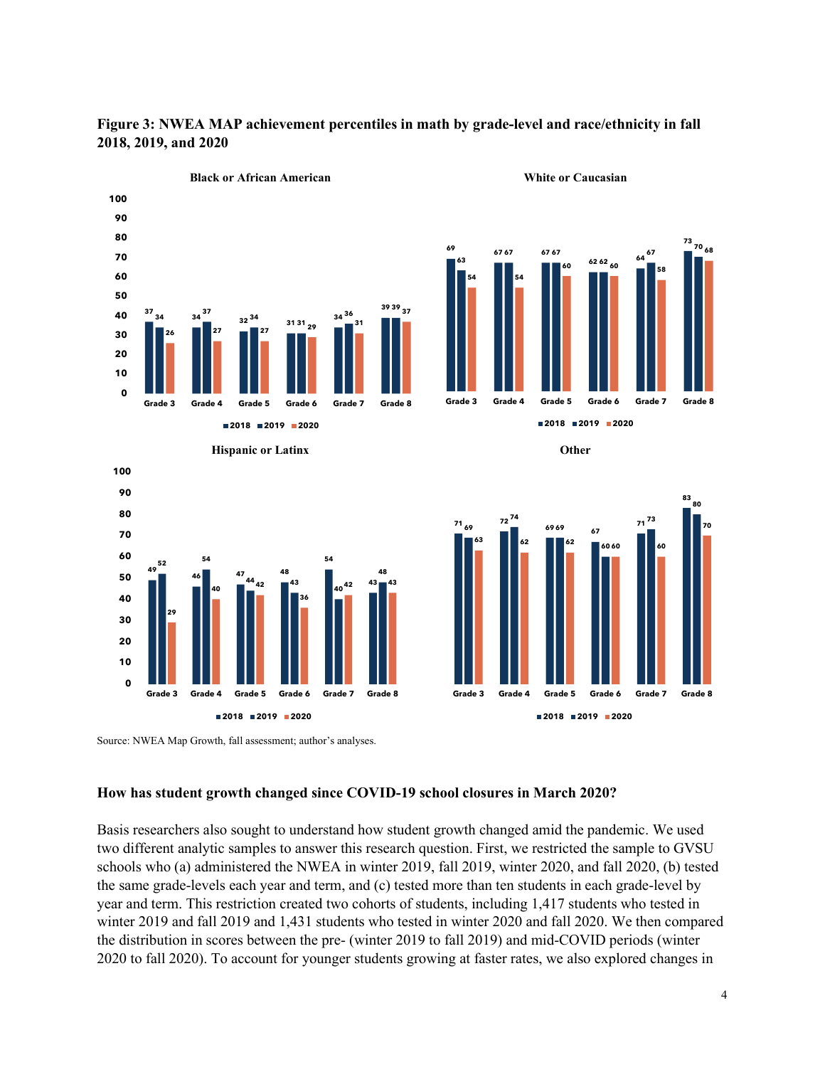**Figure 3: NWEA MAP achievement percentiles in math by grade-level and race/ethnicity in fall 2018, 2019, and 2020**

**Black or African American**

| | Grade 3 | Grade 4 | Grade 5 | Grade 6 | Grade 7 | Grade 8 |
|---|---|---|---|---|---|---|
| 2018 | 37 | 34 | 32 | 31 | 34 | 39 |
| 2019 | 34 | 37 | 34 | 31 | 36 | 39 |
| 2020 | 26 | 27 | 27 | 29 | 31 | 37 |

**White or Caucasian**

| | Grade 3 | Grade 4 | Grade 5 | Grade 6 | Grade 7 | Grade 8 |
|---|---|---|---|---|---|---|
| 2018 | 69 | 67 | 67 | 62 | 64 | 73 |
| 2019 | 63 | 67 | 67 | 62 | 67 | 70 |
| 2020 | 54 | 54 | 60 | 60 | 58 | 68 |

**Hispanic or Latinx**

| | Grade 3 | Grade 4 | Grade 5 | Grade 6 | Grade 7 | Grade 8 |
|---|---|---|---|---|---|---|
| 2018 | 49 | 46 | 47 | 48 | 54 | 43 |
| 2019 | 52 | 54 | 44 | 43 | 40 | 48 |
| 2020 | 29 | 40 | 42 | 36 | 42 | 43 |

**Other**

| | Grade 3 | Grade 4 | Grade 5 | Grade 6 | Grade 7 | Grade 8 |
|---|---|---|---|---|---|---|
| 2018 | 71 | 72 | 69 | 67 | 71 | 83 |
| 2019 | 69 | 74 | 69 | 60 | 73 | 80 |
| 2020 | 63 | 62 | 62 | 60 | 60 | 70 |

Source: NWEA Map Growth, fall assessment; author's analyses.

### How has student growth changed since COVID-19 school closures in March 2020?

Basis researchers also sought to understand how student growth changed amid the pandemic. We used two different analytic samples to answer this research question. First, we restricted the sample to GVSU schools who (a) administered the NWEA in winter 2019, fall 2019, winter 2020, and fall 2020, (b) tested the same grade-levels each year and term, and (c) tested more than ten students in each grade-level by year and term. This restriction created two cohorts of students, including 1,417 students who tested in winter 2019 and fall 2019 and 1,431 students who tested in winter 2020 and fall 2020. We then compared the distribution in scores between the pre- (winter 2019 to fall 2019) and mid-COVID periods (winter 2020 to fall 2020). To account for younger students growing at faster rates, we also explored changes in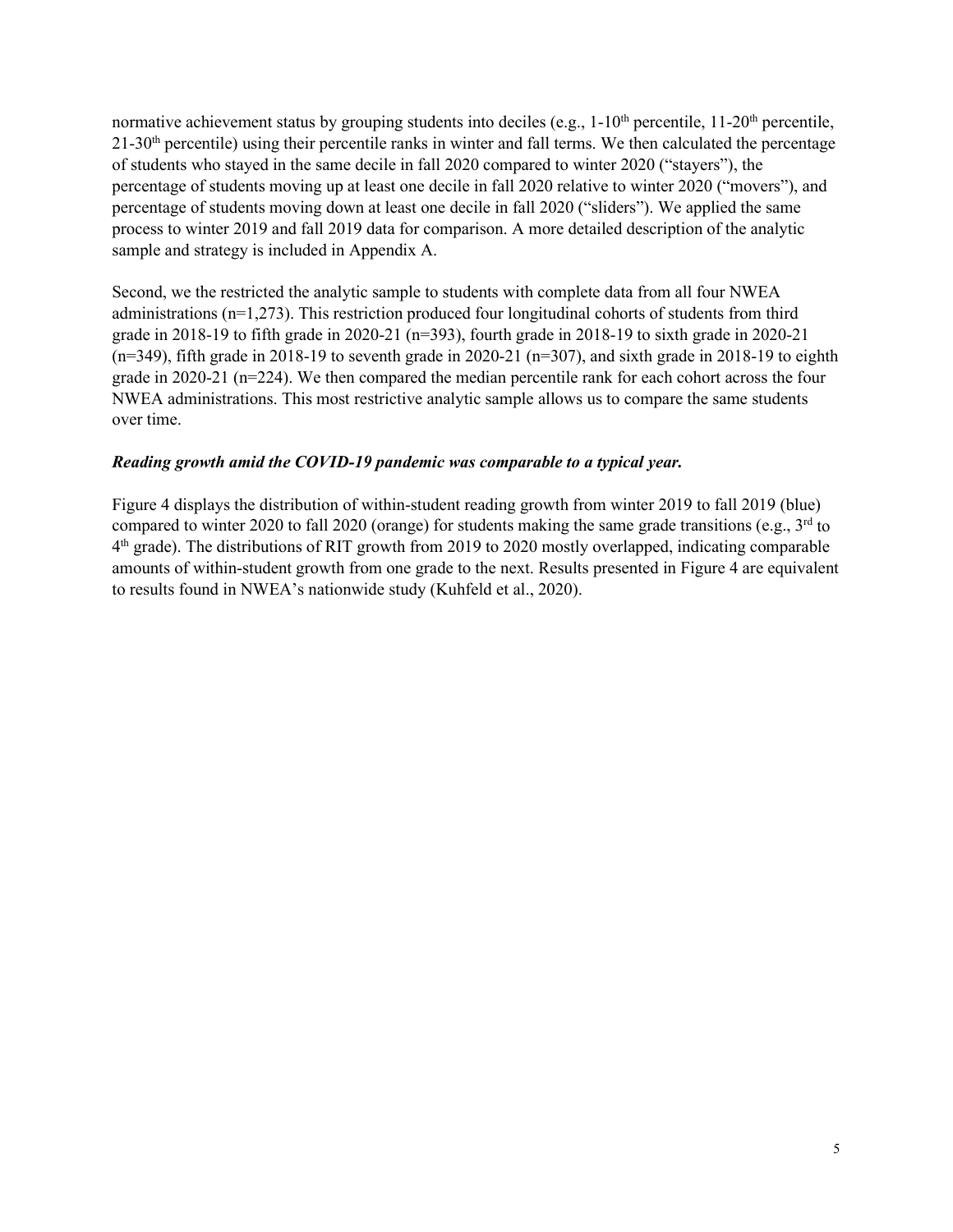normative achievement status by grouping students into deciles (e.g., 1-10th percentile, 11-20th percentile, 21-30th percentile) using their percentile ranks in winter and fall terms. We then calculated the percentage of students who stayed in the same decile in fall 2020 compared to winter 2020 ("stayers"), the percentage of students moving up at least one decile in fall 2020 relative to winter 2020 ("movers"), and percentage of students moving down at least one decile in fall 2020 ("sliders"). We applied the same process to winter 2019 and fall 2019 data for comparison. A more detailed description of the analytic sample and strategy is included in Appendix A.

Second, we the restricted the analytic sample to students with complete data from all four NWEA administrations (n=1,273). This restriction produced four longitudinal cohorts of students from third grade in 2018-19 to fifth grade in 2020-21 (n=393), fourth grade in 2018-19 to sixth grade in 2020-21 (n=349), fifth grade in 2018-19 to seventh grade in 2020-21 (n=307), and sixth grade in 2018-19 to eighth grade in 2020-21 (n=224). We then compared the median percentile rank for each cohort across the four NWEA administrations. This most restrictive analytic sample allows us to compare the same students over time.

***Reading growth amid the COVID-19 pandemic was comparable to a typical year.***

Figure 4 displays the distribution of within-student reading growth from winter 2019 to fall 2019 (blue) compared to winter 2020 to fall 2020 (orange) for students making the same grade transitions (e.g., 3rd to 4th grade). The distributions of RIT growth from 2019 to 2020 mostly overlapped, indicating comparable amounts of within-student growth from one grade to the next. Results presented in Figure 4 are equivalent to results found in NWEA's nationwide study (Kuhfeld et al., 2020).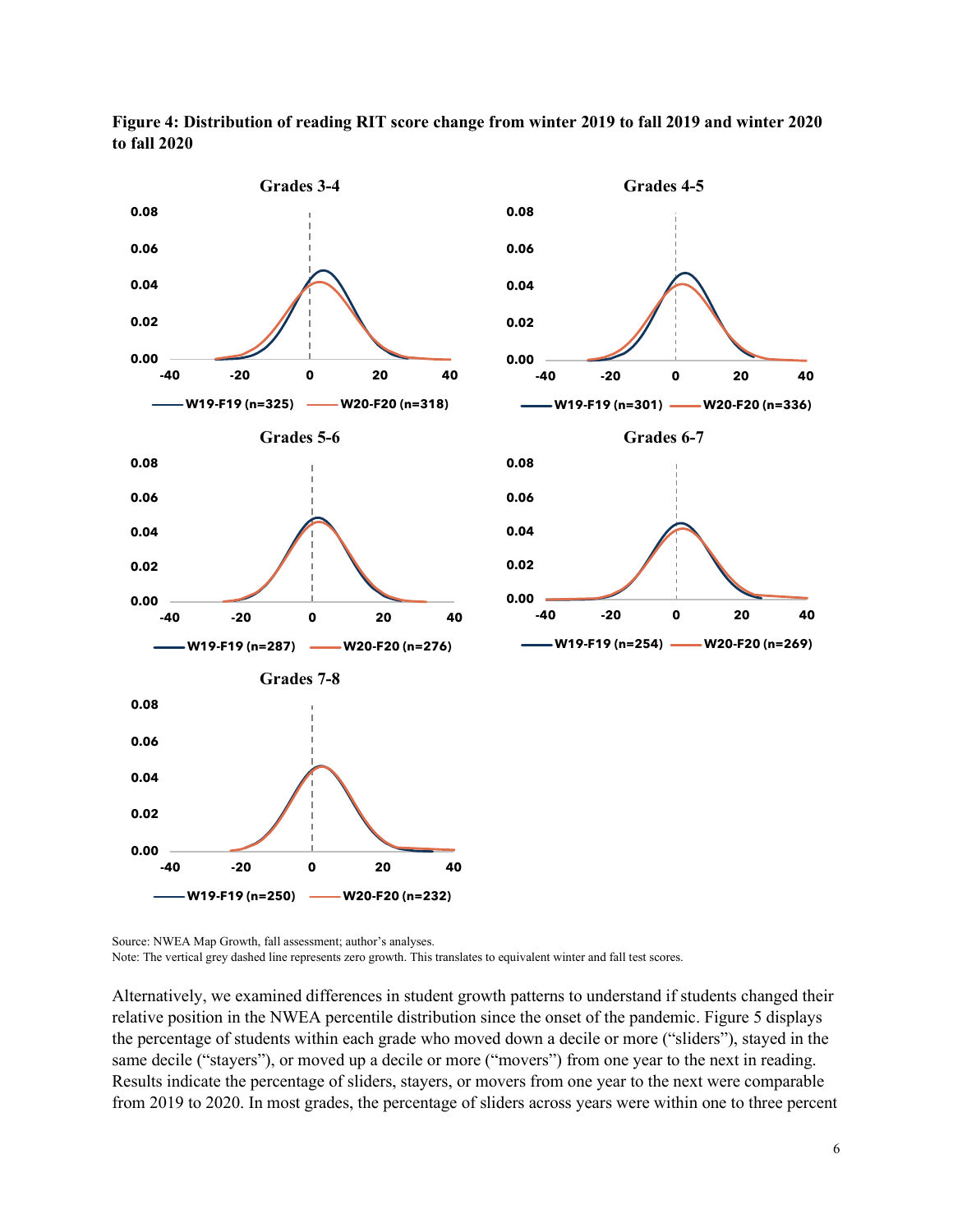**Figure 4: Distribution of reading RIT score change from winter 2019 to fall 2019 and winter 2020 to fall 2020**

Source: NWEA Map Growth, fall assessment; author's analyses.
Note: The vertical grey dashed line represents zero growth. This translates to equivalent winter and fall test scores.

Alternatively, we examined differences in student growth patterns to understand if students changed their relative position in the NWEA percentile distribution since the onset of the pandemic. Figure 5 displays the percentage of students within each grade who moved down a decile or more ("sliders"), stayed in the same decile ("stayers"), or moved up a decile or more ("movers") from one year to the next in reading. Results indicate the percentage of sliders, stayers, or movers from one year to the next were comparable from 2019 to 2020. In most grades, the percentage of sliders across years were within one to three percent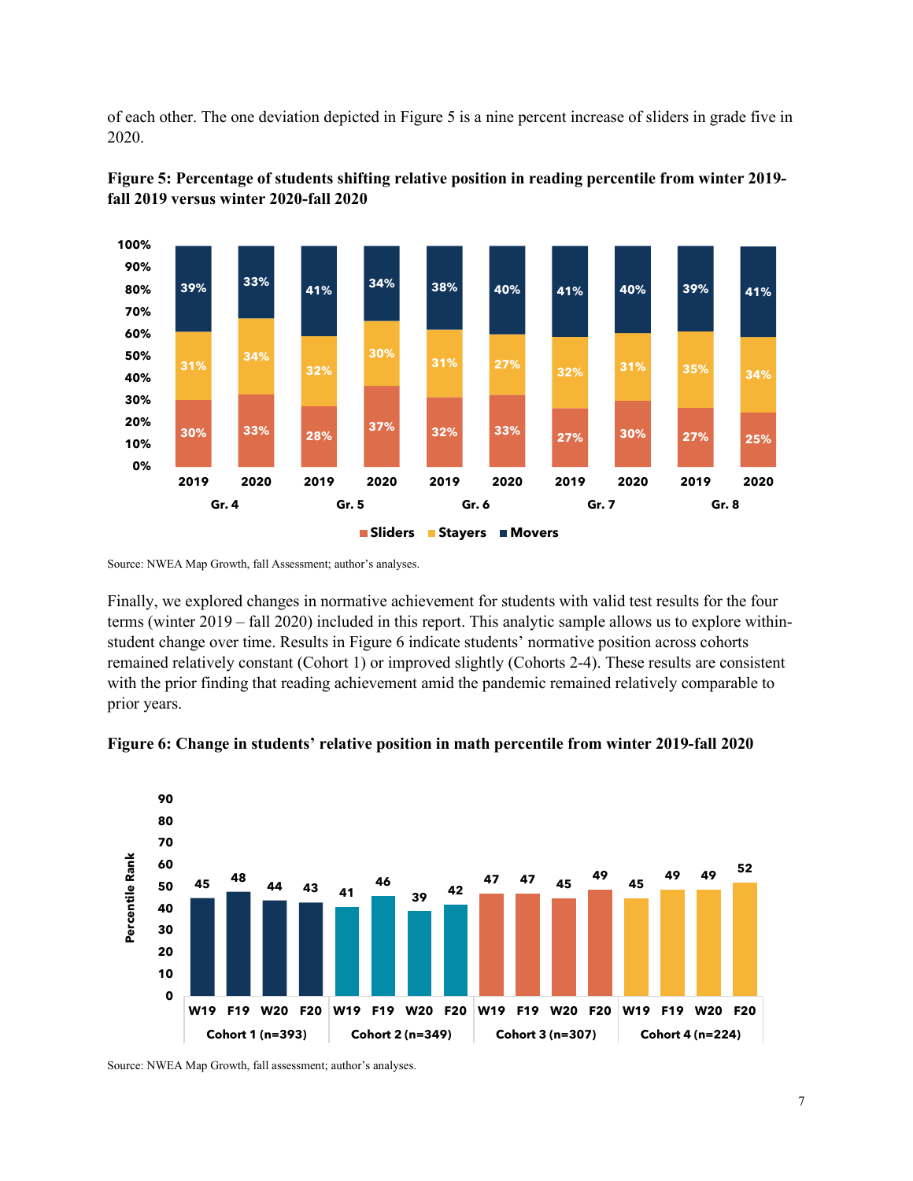of each other. The one deviation depicted in Figure 5 is a nine percent increase of sliders in grade five in 2020.

**Figure 5: Percentage of students shifting relative position in reading percentile from winter 2019-fall 2019 versus winter 2020-fall 2020**

| | Gr. 4 2019 | Gr. 4 2020 | Gr. 5 2019 | Gr. 5 2020 | Gr. 6 2019 | Gr. 6 2020 | Gr. 7 2019 | Gr. 7 2020 | Gr. 8 2019 | Gr. 8 2020 |
|---|---|---|---|---|---|---|---|---|---|---|
| Sliders | 30% | 33% | 28% | 37% | 32% | 33% | 27% | 30% | 27% | 25% |
| Stayers | 31% | 34% | 32% | 30% | 31% | 27% | 32% | 31% | 35% | 34% |
| Movers | 39% | 33% | 41% | 34% | 38% | 40% | 41% | 40% | 39% | 41% |

Source: NWEA Map Growth, fall Assessment; author's analyses.

Finally, we explored changes in normative achievement for students with valid test results for the four terms (winter 2019 – fall 2020) included in this report. This analytic sample allows us to explore within-student change over time. Results in Figure 6 indicate students' normative position across cohorts remained relatively constant (Cohort 1) or improved slightly (Cohorts 2-4). These results are consistent with the prior finding that reading achievement amid the pandemic remained relatively comparable to prior years.

**Figure 6: Change in students' relative position in math percentile from winter 2019-fall 2020**

| Percentile Rank | W19 | F19 | W20 | F20 |
|---|---|---|---|---|
| Cohort 1 (n=393) | 45 | 48 | 44 | 43 |
| Cohort 2 (n=349) | 41 | 46 | 39 | 42 |
| Cohort 3 (n=307) | 47 | 47 | 45 | 49 |
| Cohort 4 (n=224) | 45 | 49 | 49 | 52 |

Source: NWEA Map Growth, fall assessment; author's analyses.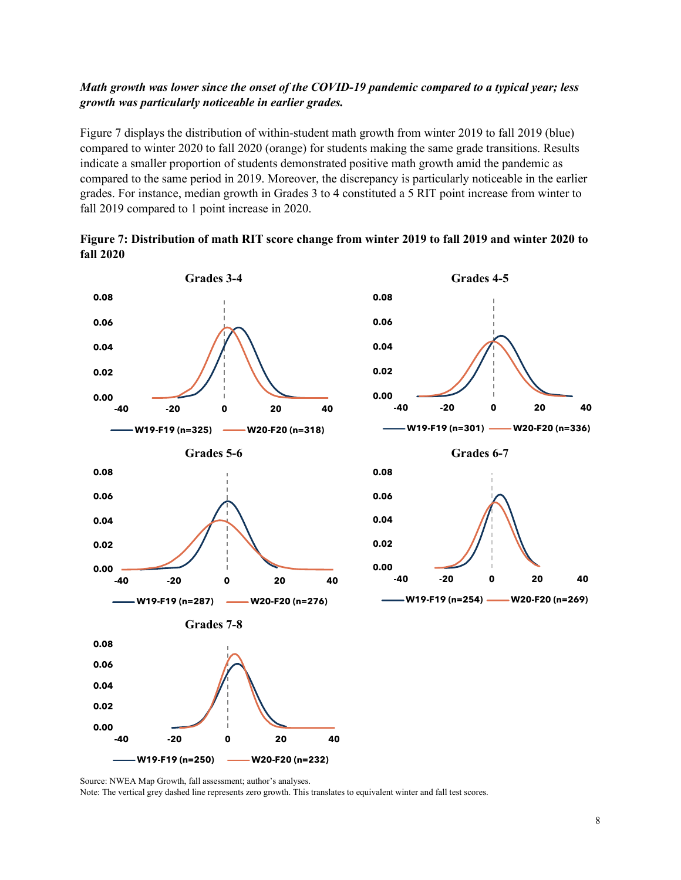***Math growth was lower since the onset of the COVID-19 pandemic compared to a typical year; less growth was particularly noticeable in earlier grades.***

Figure 7 displays the distribution of within-student math growth from winter 2019 to fall 2019 (blue) compared to winter 2020 to fall 2020 (orange) for students making the same grade transitions. Results indicate a smaller proportion of students demonstrated positive math growth amid the pandemic as compared to the same period in 2019. Moreover, the discrepancy is particularly noticeable in the earlier grades. For instance, median growth in Grades 3 to 4 constituted a 5 RIT point increase from winter to fall 2019 compared to 1 point increase in 2020.

**Figure 7: Distribution of math RIT score change from winter 2019 to fall 2019 and winter 2020 to fall 2020**

**Grades 3-4** — W19-F19 (n=325), W20-F20 (n=318)

**Grades 4-5** — W19-F19 (n=301), W20-F20 (n=336)

**Grades 5-6** — W19-F19 (n=287), W20-F20 (n=276)

**Grades 6-7** — W19-F19 (n=254), W20-F20 (n=269)

**Grades 7-8** — W19-F19 (n=250), W20-F20 (n=232)

Source: NWEA Map Growth, fall assessment; author's analyses.
Note: The vertical grey dashed line represents zero growth. This translates to equivalent winter and fall test scores.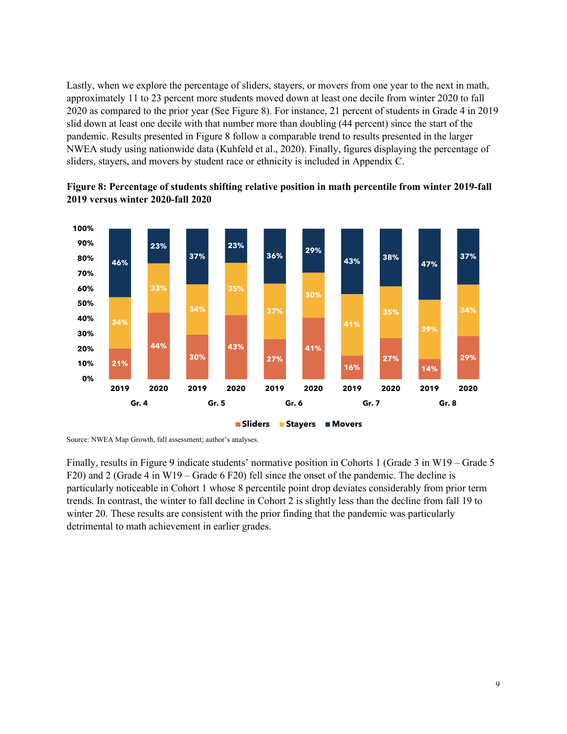Lastly, when we explore the percentage of sliders, stayers, or movers from one year to the next in math, approximately 11 to 23 percent more students moved down at least one decile from winter 2020 to fall 2020 as compared to the prior year (See Figure 8). For instance, 21 percent of students in Grade 4 in 2019 slid down at least one decile with that number more than doubling (44 percent) since the start of the pandemic. Results presented in Figure 8 follow a comparable trend to results presented in the larger NWEA study using nationwide data (Kuhfeld et al., 2020). Finally, figures displaying the percentage of sliders, stayers, and movers by student race or ethnicity is included in Appendix C.

**Figure 8: Percentage of students shifting relative position in math percentile from winter 2019-fall 2019 versus winter 2020-fall 2020**

| Grade | Year | Sliders | Stayers | Movers |
|---|---|---|---|---|
| Gr. 4 | 2019 | 21% | 34% | 46% |
| Gr. 4 | 2020 | 44% | 33% | 23% |
| Gr. 5 | 2019 | 30% | 34% | 37% |
| Gr. 5 | 2020 | 43% | 35% | 23% |
| Gr. 6 | 2019 | 27% | 37% | 36% |
| Gr. 6 | 2020 | 41% | 30% | 29% |
| Gr. 7 | 2019 | 16% | 41% | 43% |
| Gr. 7 | 2020 | 27% | 35% | 38% |
| Gr. 8 | 2019 | 14% | 39% | 47% |
| Gr. 8 | 2020 | 29% | 34% | 37% |

Source: NWEA Map Growth, fall assessment; author's analyses.

Finally, results in Figure 9 indicate students' normative position in Cohorts 1 (Grade 3 in W19 – Grade 5 F20) and 2 (Grade 4 in W19 – Grade 6 F20) fell since the onset of the pandemic. The decline is particularly noticeable in Cohort 1 whose 8 percentile point drop deviates considerably from prior term trends. In contrast, the winter to fall decline in Cohort 2 is slightly less than the decline from fall 19 to winter 20. These results are consistent with the prior finding that the pandemic was particularly detrimental to math achievement in earlier grades.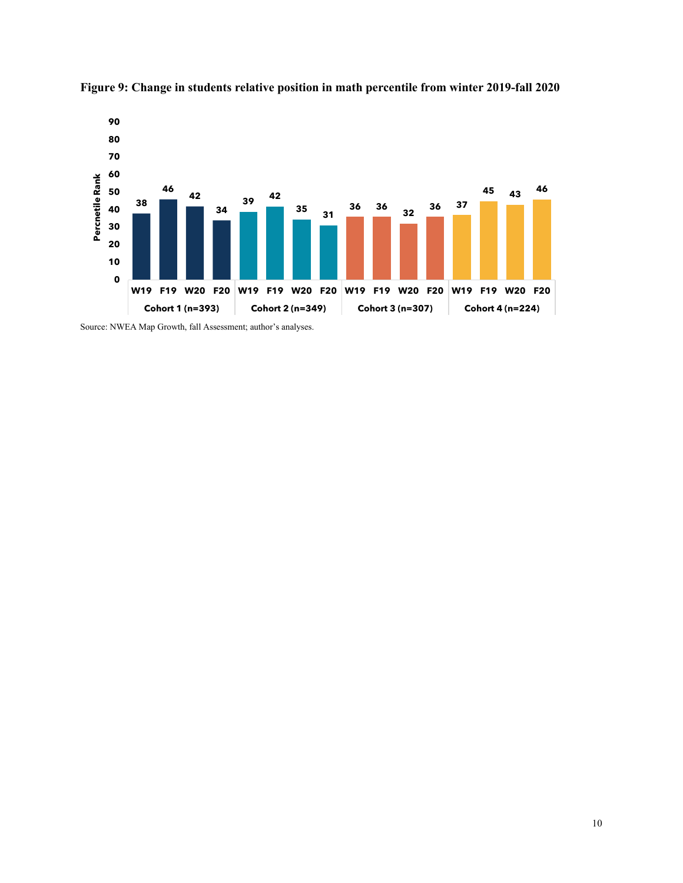**Figure 9: Change in students relative position in math percentile from winter 2019-fall 2020**

| Cohort | W19 | F19 | W20 | F20 |
|---|---|---|---|---|
| Cohort 1 (n=393) | 38 | 46 | 42 | 34 |
| Cohort 2 (n=349) | 39 | 42 | 35 | 31 |
| Cohort 3 (n=307) | 36 | 36 | 32 | 36 |
| Cohort 4 (n=224) | 37 | 45 | 43 | 46 |

Percnetile Rank

Source: NWEA Map Growth, fall Assessment; author's analyses.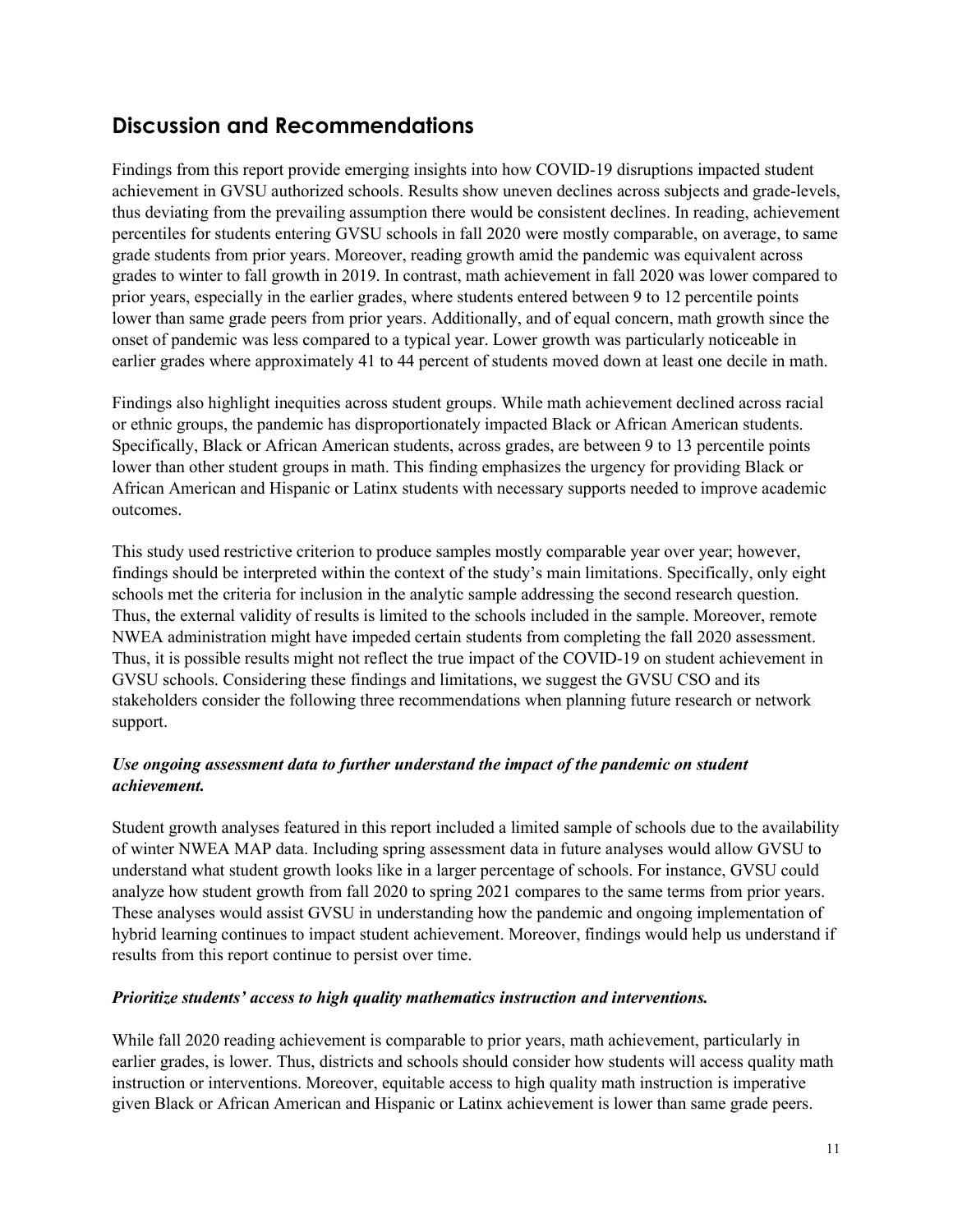## Discussion and Recommendations

Findings from this report provide emerging insights into how COVID-19 disruptions impacted student achievement in GVSU authorized schools. Results show uneven declines across subjects and grade-levels, thus deviating from the prevailing assumption there would be consistent declines. In reading, achievement percentiles for students entering GVSU schools in fall 2020 were mostly comparable, on average, to same grade students from prior years. Moreover, reading growth amid the pandemic was equivalent across grades to winter to fall growth in 2019. In contrast, math achievement in fall 2020 was lower compared to prior years, especially in the earlier grades, where students entered between 9 to 12 percentile points lower than same grade peers from prior years. Additionally, and of equal concern, math growth since the onset of pandemic was less compared to a typical year. Lower growth was particularly noticeable in earlier grades where approximately 41 to 44 percent of students moved down at least one decile in math.

Findings also highlight inequities across student groups. While math achievement declined across racial or ethnic groups, the pandemic has disproportionately impacted Black or African American students. Specifically, Black or African American students, across grades, are between 9 to 13 percentile points lower than other student groups in math. This finding emphasizes the urgency for providing Black or African American and Hispanic or Latinx students with necessary supports needed to improve academic outcomes.

This study used restrictive criterion to produce samples mostly comparable year over year; however, findings should be interpreted within the context of the study's main limitations. Specifically, only eight schools met the criteria for inclusion in the analytic sample addressing the second research question. Thus, the external validity of results is limited to the schools included in the sample. Moreover, remote NWEA administration might have impeded certain students from completing the fall 2020 assessment. Thus, it is possible results might not reflect the true impact of the COVID-19 on student achievement in GVSU schools. Considering these findings and limitations, we suggest the GVSU CSO and its stakeholders consider the following three recommendations when planning future research or network support.

***Use ongoing assessment data to further understand the impact of the pandemic on student achievement.***

Student growth analyses featured in this report included a limited sample of schools due to the availability of winter NWEA MAP data. Including spring assessment data in future analyses would allow GVSU to understand what student growth looks like in a larger percentage of schools. For instance, GVSU could analyze how student growth from fall 2020 to spring 2021 compares to the same terms from prior years. These analyses would assist GVSU in understanding how the pandemic and ongoing implementation of hybrid learning continues to impact student achievement. Moreover, findings would help us understand if results from this report continue to persist over time.

***Prioritize students' access to high quality mathematics instruction and interventions.***

While fall 2020 reading achievement is comparable to prior years, math achievement, particularly in earlier grades, is lower. Thus, districts and schools should consider how students will access quality math instruction or interventions. Moreover, equitable access to high quality math instruction is imperative given Black or African American and Hispanic or Latinx achievement is lower than same grade peers.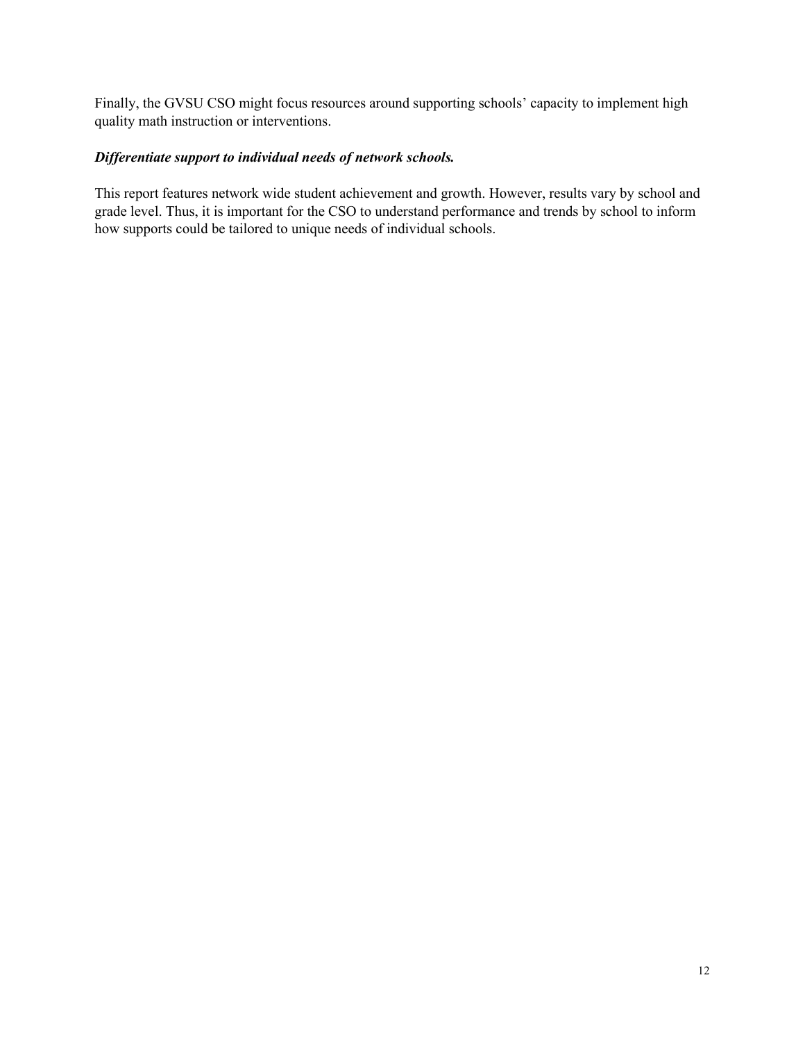Finally, the GVSU CSO might focus resources around supporting schools' capacity to implement high quality math instruction or interventions.

***Differentiate support to individual needs of network schools.***

This report features network wide student achievement and growth. However, results vary by school and grade level. Thus, it is important for the CSO to understand performance and trends by school to inform how supports could be tailored to unique needs of individual schools.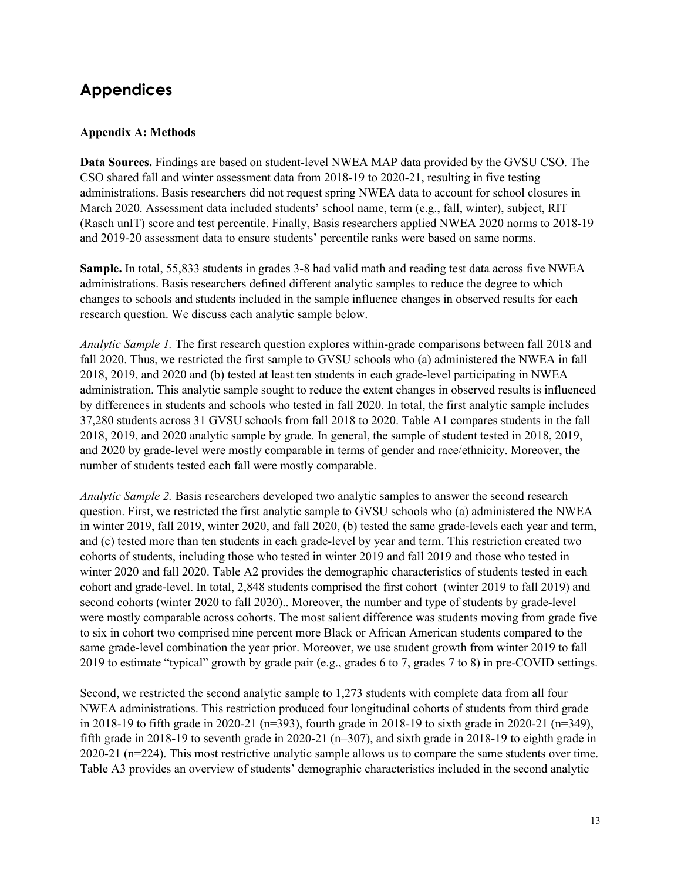# Appendices

### Appendix A: Methods

**Data Sources.** Findings are based on student-level NWEA MAP data provided by the GVSU CSO. The CSO shared fall and winter assessment data from 2018-19 to 2020-21, resulting in five testing administrations. Basis researchers did not request spring NWEA data to account for school closures in March 2020. Assessment data included students' school name, term (e.g., fall, winter), subject, RIT (Rasch unIT) score and test percentile. Finally, Basis researchers applied NWEA 2020 norms to 2018-19 and 2019-20 assessment data to ensure students' percentile ranks were based on same norms.

**Sample.** In total, 55,833 students in grades 3-8 had valid math and reading test data across five NWEA administrations. Basis researchers defined different analytic samples to reduce the degree to which changes to schools and students included in the sample influence changes in observed results for each research question. We discuss each analytic sample below.

*Analytic Sample 1.* The first research question explores within-grade comparisons between fall 2018 and fall 2020. Thus, we restricted the first sample to GVSU schools who (a) administered the NWEA in fall 2018, 2019, and 2020 and (b) tested at least ten students in each grade-level participating in NWEA administration. This analytic sample sought to reduce the extent changes in observed results is influenced by differences in students and schools who tested in fall 2020. In total, the first analytic sample includes 37,280 students across 31 GVSU schools from fall 2018 to 2020. Table A1 compares students in the fall 2018, 2019, and 2020 analytic sample by grade. In general, the sample of student tested in 2018, 2019, and 2020 by grade-level were mostly comparable in terms of gender and race/ethnicity. Moreover, the number of students tested each fall were mostly comparable.

*Analytic Sample 2.* Basis researchers developed two analytic samples to answer the second research question. First, we restricted the first analytic sample to GVSU schools who (a) administered the NWEA in winter 2019, fall 2019, winter 2020, and fall 2020, (b) tested the same grade-levels each year and term, and (c) tested more than ten students in each grade-level by year and term. This restriction created two cohorts of students, including those who tested in winter 2019 and fall 2019 and those who tested in winter 2020 and fall 2020. Table A2 provides the demographic characteristics of students tested in each cohort and grade-level. In total, 2,848 students comprised the first cohort (winter 2019 to fall 2019) and second cohorts (winter 2020 to fall 2020).. Moreover, the number and type of students by grade-level were mostly comparable across cohorts. The most salient difference was students moving from grade five to six in cohort two comprised nine percent more Black or African American students compared to the same grade-level combination the year prior. Moreover, we use student growth from winter 2019 to fall 2019 to estimate "typical" growth by grade pair (e.g., grades 6 to 7, grades 7 to 8) in pre-COVID settings.

Second, we restricted the second analytic sample to 1,273 students with complete data from all four NWEA administrations. This restriction produced four longitudinal cohorts of students from third grade in 2018-19 to fifth grade in 2020-21 (n=393), fourth grade in 2018-19 to sixth grade in 2020-21 (n=349), fifth grade in 2018-19 to seventh grade in 2020-21 (n=307), and sixth grade in 2018-19 to eighth grade in 2020-21 (n=224). This most restrictive analytic sample allows us to compare the same students over time. Table A3 provides an overview of students' demographic characteristics included in the second analytic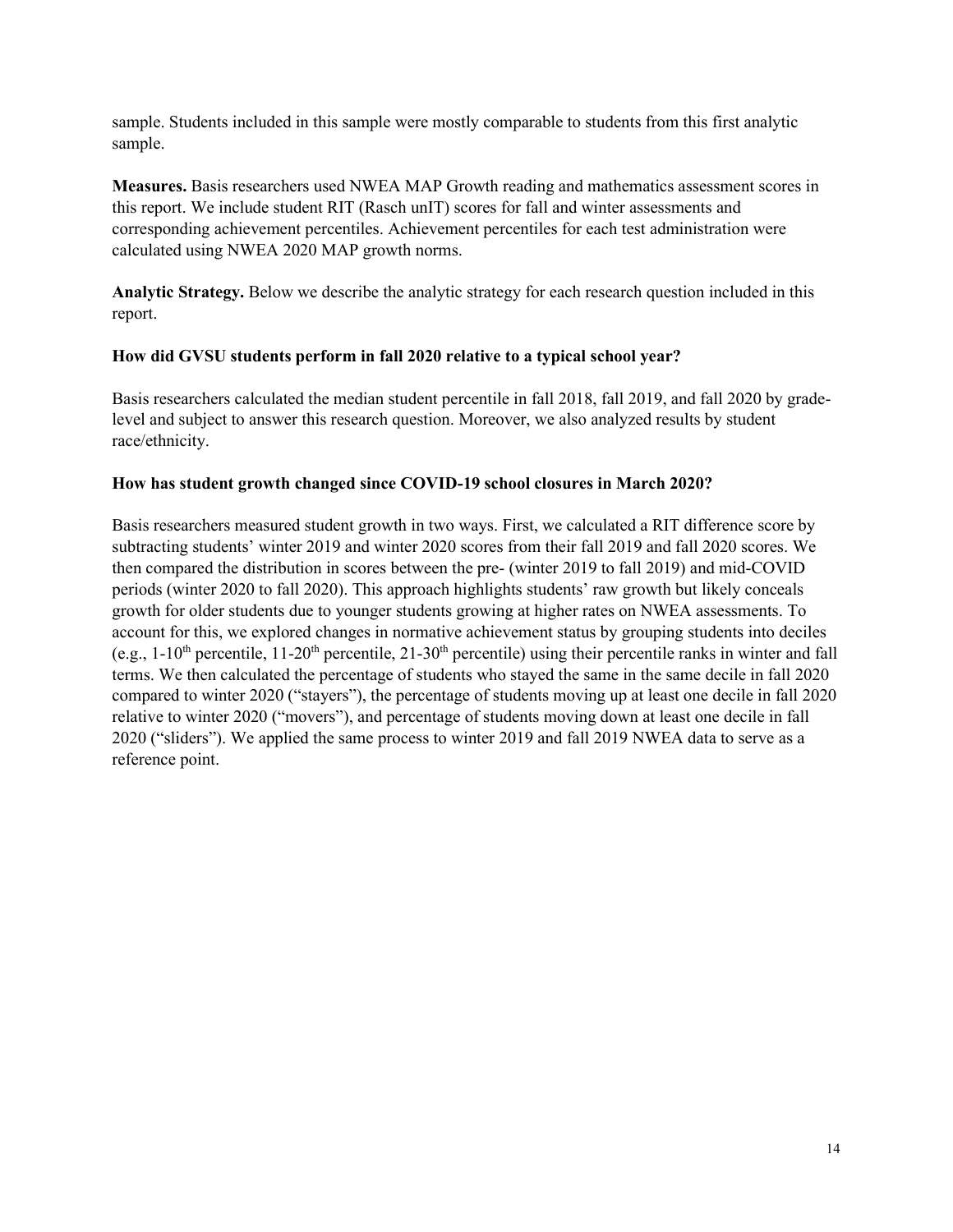sample. Students included in this sample were mostly comparable to students from this first analytic sample.

**Measures.** Basis researchers used NWEA MAP Growth reading and mathematics assessment scores in this report. We include student RIT (Rasch unIT) scores for fall and winter assessments and corresponding achievement percentiles. Achievement percentiles for each test administration were calculated using NWEA 2020 MAP growth norms.

**Analytic Strategy.** Below we describe the analytic strategy for each research question included in this report.

**How did GVSU students perform in fall 2020 relative to a typical school year?**

Basis researchers calculated the median student percentile in fall 2018, fall 2019, and fall 2020 by grade-level and subject to answer this research question. Moreover, we also analyzed results by student race/ethnicity.

**How has student growth changed since COVID-19 school closures in March 2020?**

Basis researchers measured student growth in two ways. First, we calculated a RIT difference score by subtracting students' winter 2019 and winter 2020 scores from their fall 2019 and fall 2020 scores. We then compared the distribution in scores between the pre- (winter 2019 to fall 2019) and mid-COVID periods (winter 2020 to fall 2020). This approach highlights students' raw growth but likely conceals growth for older students due to younger students growing at higher rates on NWEA assessments. To account for this, we explored changes in normative achievement status by grouping students into deciles (e.g., 1-10th percentile, 11-20th percentile, 21-30th percentile) using their percentile ranks in winter and fall terms. We then calculated the percentage of students who stayed the same in the same decile in fall 2020 compared to winter 2020 ("stayers"), the percentage of students moving up at least one decile in fall 2020 relative to winter 2020 ("movers"), and percentage of students moving down at least one decile in fall 2020 ("sliders"). We applied the same process to winter 2019 and fall 2019 NWEA data to serve as a reference point.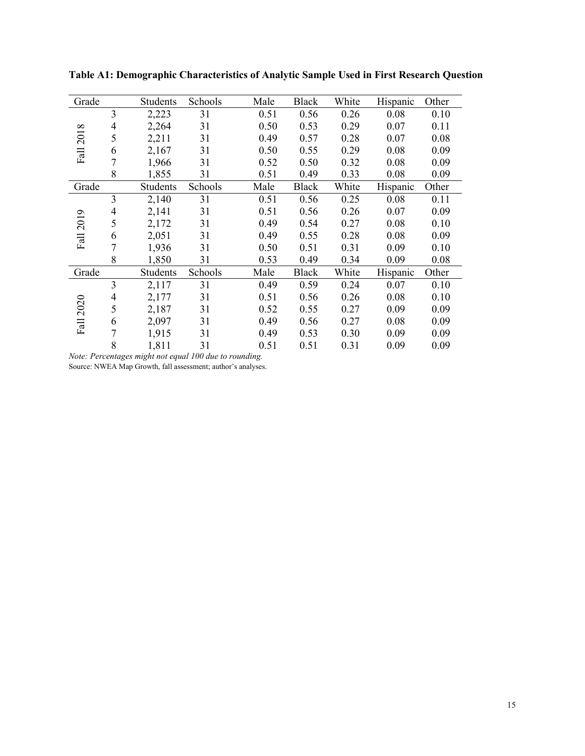**Table A1: Demographic Characteristics of Analytic Sample Used in First Research Question**

| | Grade | Students | Schools | Male | Black | White | Hispanic | Other |
|---|---|---|---|---|---|---|---|---|
| Fall 2018 | 3 | 2,223 | 31 | 0.51 | 0.56 | 0.26 | 0.08 | 0.10 |
| | 4 | 2,264 | 31 | 0.50 | 0.53 | 0.29 | 0.07 | 0.11 |
| | 5 | 2,211 | 31 | 0.49 | 0.57 | 0.28 | 0.07 | 0.08 |
| | 6 | 2,167 | 31 | 0.50 | 0.55 | 0.29 | 0.08 | 0.09 |
| | 7 | 1,966 | 31 | 0.52 | 0.50 | 0.32 | 0.08 | 0.09 |
| | 8 | 1,855 | 31 | 0.51 | 0.49 | 0.33 | 0.08 | 0.09 |
| | **Grade** | **Students** | **Schools** | **Male** | **Black** | **White** | **Hispanic** | **Other** |
| Fall 2019 | 3 | 2,140 | 31 | 0.51 | 0.56 | 0.25 | 0.08 | 0.11 |
| | 4 | 2,141 | 31 | 0.51 | 0.56 | 0.26 | 0.07 | 0.09 |
| | 5 | 2,172 | 31 | 0.49 | 0.54 | 0.27 | 0.08 | 0.10 |
| | 6 | 2,051 | 31 | 0.49 | 0.55 | 0.28 | 0.08 | 0.09 |
| | 7 | 1,936 | 31 | 0.50 | 0.51 | 0.31 | 0.09 | 0.10 |
| | 8 | 1,850 | 31 | 0.53 | 0.49 | 0.34 | 0.09 | 0.08 |
| | **Grade** | **Students** | **Schools** | **Male** | **Black** | **White** | **Hispanic** | **Other** |
| Fall 2020 | 3 | 2,117 | 31 | 0.49 | 0.59 | 0.24 | 0.07 | 0.10 |
| | 4 | 2,177 | 31 | 0.51 | 0.56 | 0.26 | 0.08 | 0.10 |
| | 5 | 2,187 | 31 | 0.52 | 0.55 | 0.27 | 0.09 | 0.09 |
| | 6 | 2,097 | 31 | 0.49 | 0.56 | 0.27 | 0.08 | 0.09 |
| | 7 | 1,915 | 31 | 0.49 | 0.53 | 0.30 | 0.09 | 0.09 |
| | 8 | 1,811 | 31 | 0.51 | 0.51 | 0.31 | 0.09 | 0.09 |

*Note: Percentages might not equal 100 due to rounding.*

Source: NWEA Map Growth, fall assessment; author's analyses.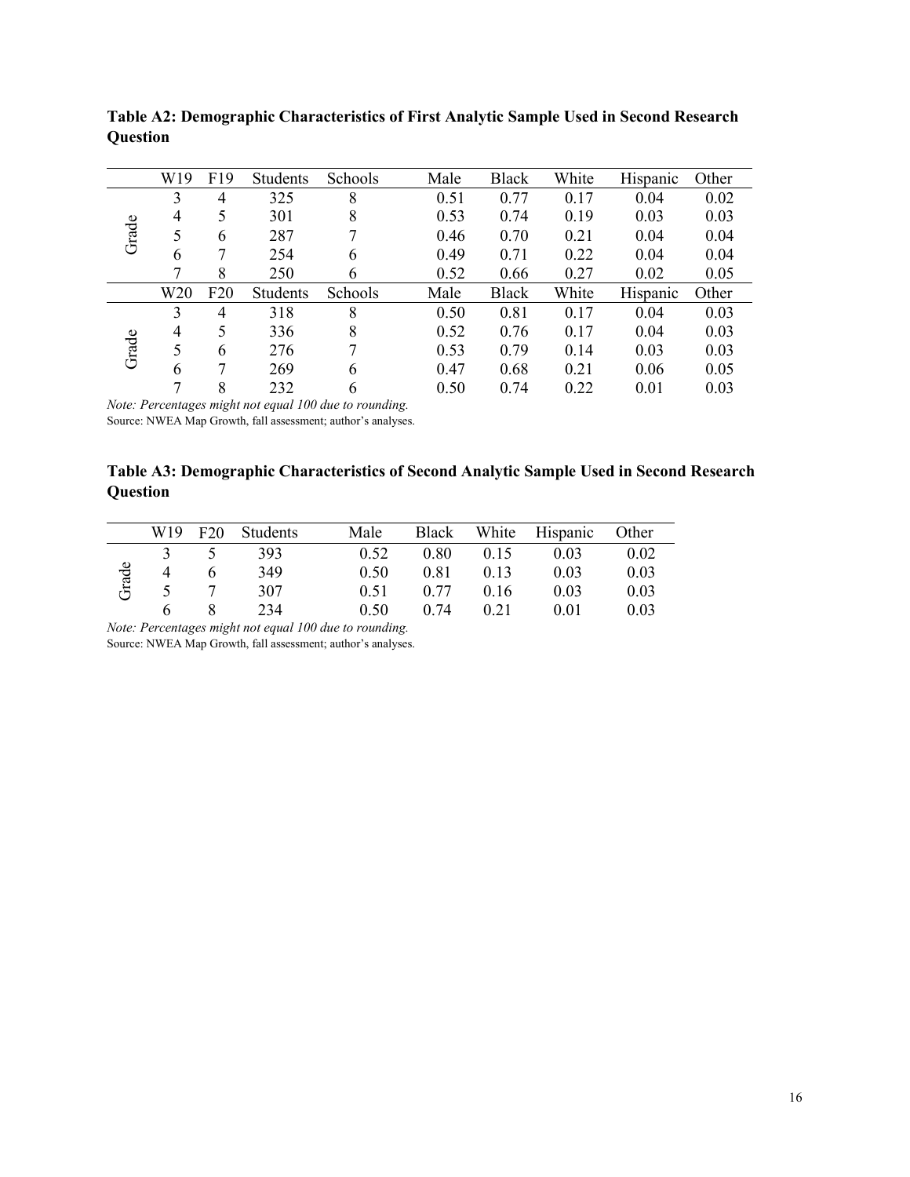**Table A2: Demographic Characteristics of First Analytic Sample Used in Second Research Question**

| | W19 | F19 | Students | Schools | Male | Black | White | Hispanic | Other |
|---|---|---|---|---|---|---|---|---|---|
| Grade | 3 | 4 | 325 | 8 | 0.51 | 0.77 | 0.17 | 0.04 | 0.02 |
| | 4 | 5 | 301 | 8 | 0.53 | 0.74 | 0.19 | 0.03 | 0.03 |
| | 5 | 6 | 287 | 7 | 0.46 | 0.70 | 0.21 | 0.04 | 0.04 |
| | 6 | 7 | 254 | 6 | 0.49 | 0.71 | 0.22 | 0.04 | 0.04 |
| | 7 | 8 | 250 | 6 | 0.52 | 0.66 | 0.27 | 0.02 | 0.05 |
| | W20 | F20 | Students | Schools | Male | Black | White | Hispanic | Other |
| Grade | 3 | 4 | 318 | 8 | 0.50 | 0.81 | 0.17 | 0.04 | 0.03 |
| | 4 | 5 | 336 | 8 | 0.52 | 0.76 | 0.17 | 0.04 | 0.03 |
| | 5 | 6 | 276 | 7 | 0.53 | 0.79 | 0.14 | 0.03 | 0.03 |
| | 6 | 7 | 269 | 6 | 0.47 | 0.68 | 0.21 | 0.06 | 0.05 |
| | 7 | 8 | 232 | 6 | 0.50 | 0.74 | 0.22 | 0.01 | 0.03 |

*Note: Percentages might not equal 100 due to rounding.*

Source: NWEA Map Growth, fall assessment; author's analyses.

**Table A3: Demographic Characteristics of Second Analytic Sample Used in Second Research Question**

| | W19 | F20 | Students | Male | Black | White | Hispanic | Other |
|---|---|---|---|---|---|---|---|---|
| Grade | 3 | 5 | 393 | 0.52 | 0.80 | 0.15 | 0.03 | 0.02 |
| | 4 | 6 | 349 | 0.50 | 0.81 | 0.13 | 0.03 | 0.03 |
| | 5 | 7 | 307 | 0.51 | 0.77 | 0.16 | 0.03 | 0.03 |
| | 6 | 8 | 234 | 0.50 | 0.74 | 0.21 | 0.01 | 0.03 |

*Note: Percentages might not equal 100 due to rounding.*

Source: NWEA Map Growth, fall assessment; author's analyses.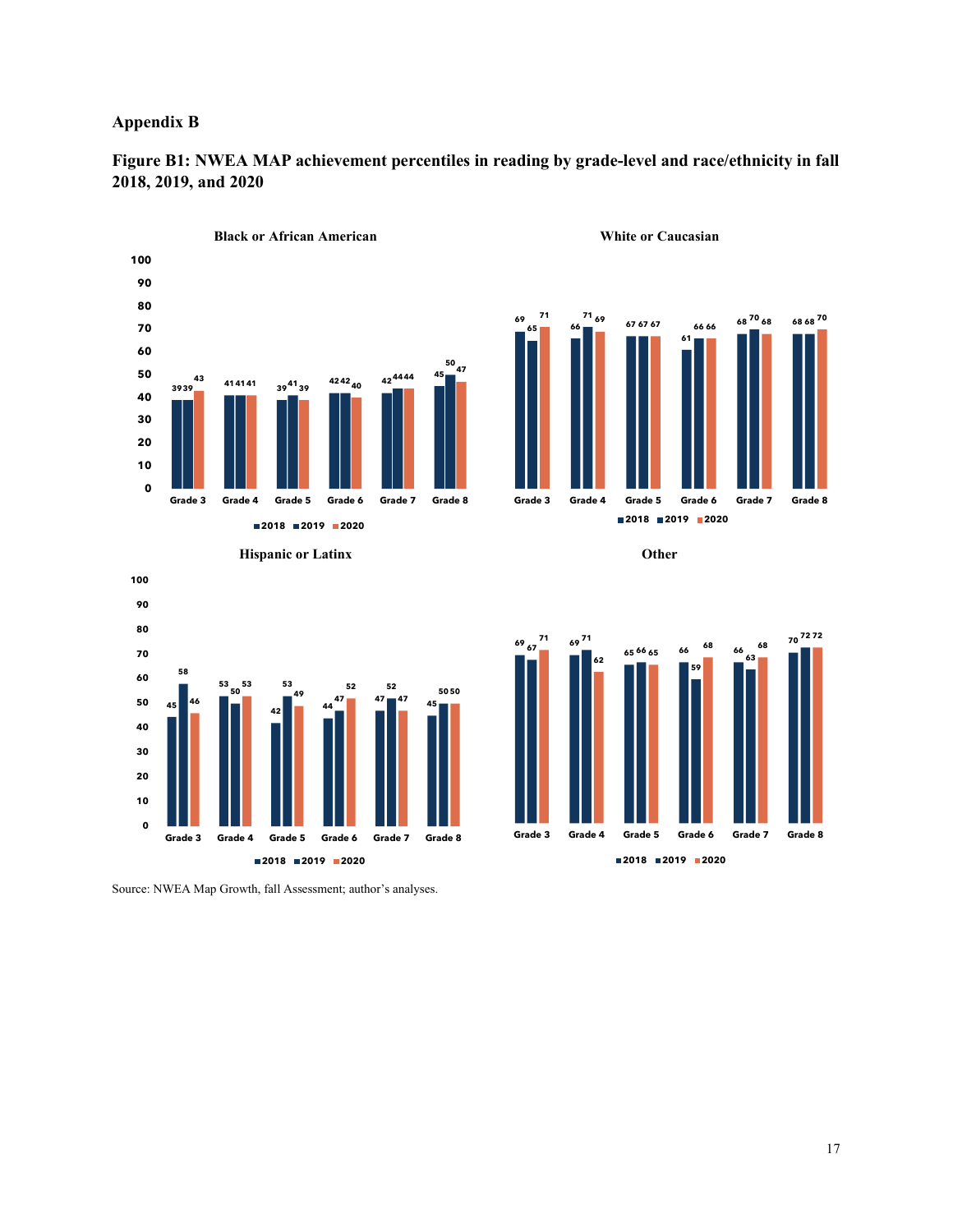## Appendix B

**Figure B1: NWEA MAP achievement percentiles in reading by grade-level and race/ethnicity in fall 2018, 2019, and 2020**

**Black or African American**

| | 2018 | 2019 | 2020 |
|---|---|---|---|
| Grade 3 | 39 | 39 | 43 |
| Grade 4 | 41 | 41 | 41 |
| Grade 5 | 39 | 41 | 39 |
| Grade 6 | 42 | 42 | 40 |
| Grade 7 | 42 | 44 | 44 |
| Grade 8 | 45 | 50 | 47 |

**White or Caucasian**

| | 2018 | 2019 | 2020 |
|---|---|---|---|
| Grade 3 | 69 | 65 | 71 |
| Grade 4 | 66 | 71 | 69 |
| Grade 5 | 67 | 67 | 67 |
| Grade 6 | 61 | 66 | 66 |
| Grade 7 | 68 | 70 | 68 |
| Grade 8 | 68 | 68 | 70 |

**Hispanic or Latinx**

| | 2018 | 2019 | 2020 |
|---|---|---|---|
| Grade 3 | 45 | 58 | 46 |
| Grade 4 | 53 | 50 | 53 |
| Grade 5 | 42 | 53 | 49 |
| Grade 6 | 44 | 47 | 52 |
| Grade 7 | 47 | 52 | 47 |
| Grade 8 | 45 | 50 | 50 |

**Other**

| | 2018 | 2019 | 2020 |
|---|---|---|---|
| Grade 3 | 69 | 67 | 71 |
| Grade 4 | 69 | 71 | 62 |
| Grade 5 | 65 | 66 | 65 |
| Grade 6 | 66 | 59 | 68 |
| Grade 7 | 66 | 63 | 68 |
| Grade 8 | 70 | 72 | 72 |

Source: NWEA Map Growth, fall Assessment; author's analyses.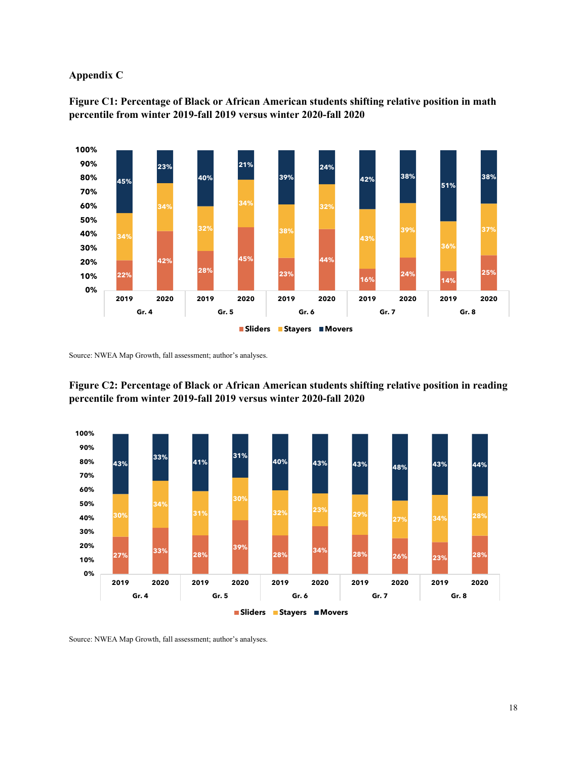**Appendix C**

**Figure C1: Percentage of Black or African American students shifting relative position in math percentile from winter 2019-fall 2019 versus winter 2020-fall 2020**

| | Gr. 4 2019 | Gr. 4 2020 | Gr. 5 2019 | Gr. 5 2020 | Gr. 6 2019 | Gr. 6 2020 | Gr. 7 2019 | Gr. 7 2020 | Gr. 8 2019 | Gr. 8 2020 |
|---|---|---|---|---|---|---|---|---|---|---|
| Sliders | 22% | 42% | 28% | 45% | 23% | 44% | 16% | 24% | 14% | 25% |
| Stayers | 34% | 34% | 32% | 34% | 38% | 32% | 43% | 39% | 36% | 37% |
| Movers | 45% | 23% | 40% | 21% | 39% | 24% | 42% | 38% | 51% | 38% |

Source: NWEA Map Growth, fall assessment; author's analyses.

**Figure C2: Percentage of Black or African American students shifting relative position in reading percentile from winter 2019-fall 2019 versus winter 2020-fall 2020**

| | Gr. 4 2019 | Gr. 4 2020 | Gr. 5 2019 | Gr. 5 2020 | Gr. 6 2019 | Gr. 6 2020 | Gr. 7 2019 | Gr. 7 2020 | Gr. 8 2019 | Gr. 8 2020 |
|---|---|---|---|---|---|---|---|---|---|---|
| Sliders | 27% | 33% | 28% | 39% | 28% | 34% | 28% | 26% | 23% | 28% |
| Stayers | 30% | 34% | 31% | 30% | 32% | 23% | 29% | 27% | 34% | 28% |
| Movers | 43% | 33% | 41% | 31% | 40% | 43% | 43% | 48% | 43% | 44% |

Source: NWEA Map Growth, fall assessment; author's analyses.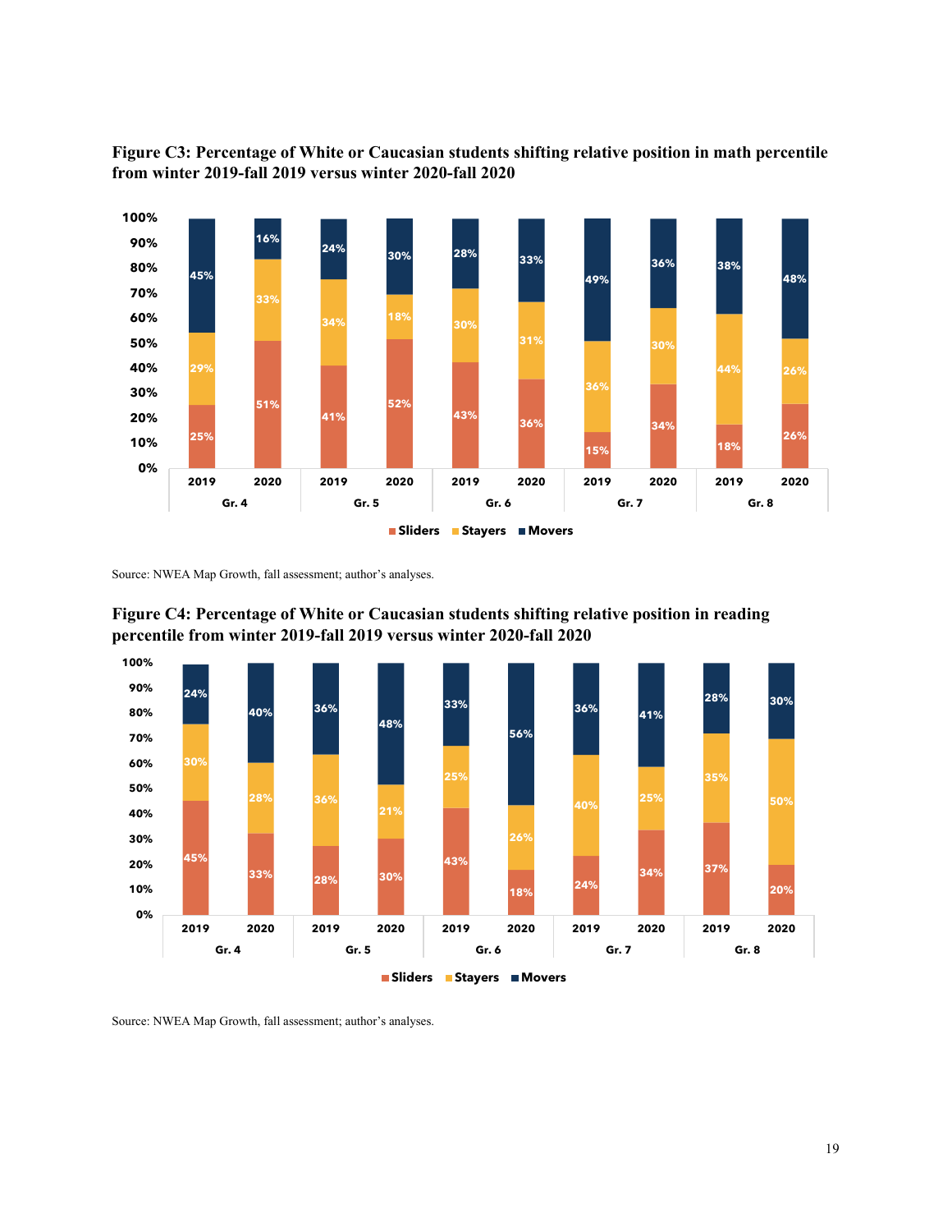**Figure C3: Percentage of White or Caucasian students shifting relative position in math percentile from winter 2019-fall 2019 versus winter 2020-fall 2020**

| Grade | Year | Sliders | Stayers | Movers |
|---|---|---|---|---|
| Gr. 4 | 2019 | 25% | 29% | 45% |
| Gr. 4 | 2020 | 51% | 33% | 16% |
| Gr. 5 | 2019 | 41% | 34% | 24% |
| Gr. 5 | 2020 | 52% | 18% | 30% |
| Gr. 6 | 2019 | 43% | 30% | 28% |
| Gr. 6 | 2020 | 36% | 31% | 33% |
| Gr. 7 | 2019 | 15% | 36% | 49% |
| Gr. 7 | 2020 | 34% | 30% | 36% |
| Gr. 8 | 2019 | 18% | 44% | 38% |
| Gr. 8 | 2020 | 26% | 26% | 48% |

Source: NWEA Map Growth, fall assessment; author's analyses.

**Figure C4: Percentage of White or Caucasian students shifting relative position in reading percentile from winter 2019-fall 2019 versus winter 2020-fall 2020**

| Grade | Year | Sliders | Stayers | Movers |
|---|---|---|---|---|
| Gr. 4 | 2019 | 45% | 30% | 24% |
| Gr. 4 | 2020 | 33% | 28% | 40% |
| Gr. 5 | 2019 | 28% | 36% | 36% |
| Gr. 5 | 2020 | 30% | 21% | 48% |
| Gr. 6 | 2019 | 43% | 25% | 33% |
| Gr. 6 | 2020 | 18% | 26% | 56% |
| Gr. 7 | 2019 | 24% | 40% | 36% |
| Gr. 7 | 2020 | 34% | 25% | 41% |
| Gr. 8 | 2019 | 37% | 35% | 28% |
| Gr. 8 | 2020 | 20% | 50% | 30% |

Source: NWEA Map Growth, fall assessment; author's analyses.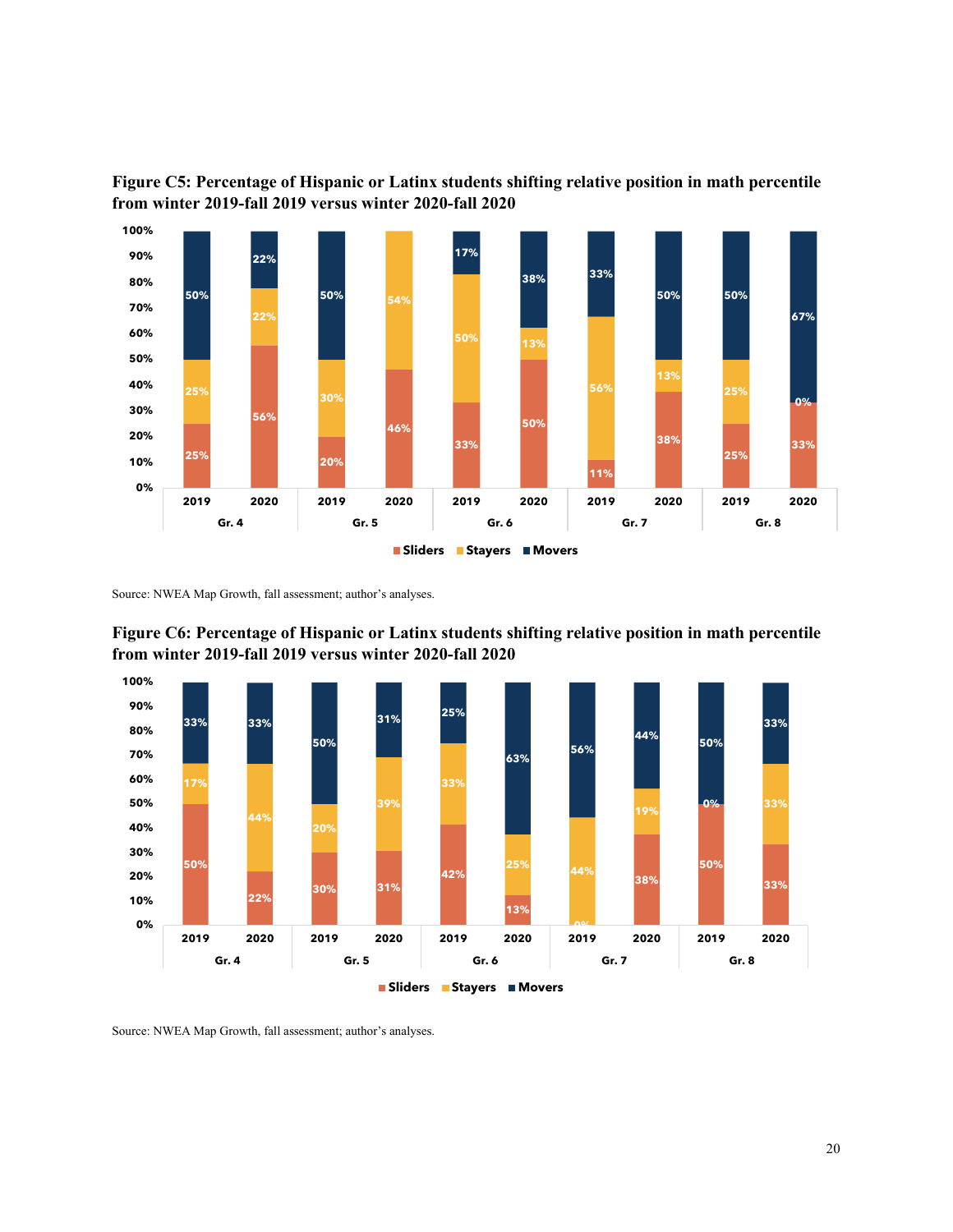**Figure C5: Percentage of Hispanic or Latinx students shifting relative position in math percentile from winter 2019-fall 2019 versus winter 2020-fall 2020**

| Grade | Year | Sliders | Stayers | Movers |
|---|---|---|---|---|
| Gr. 4 | 2019 | 25% | 25% | 50% |
| Gr. 4 | 2020 | 56% | 22% | 22% |
| Gr. 5 | 2019 | 20% | 30% | 50% |
| Gr. 5 | 2020 | 46% | 54% | |
| Gr. 6 | 2019 | 33% | 50% | 17% |
| Gr. 6 | 2020 | 50% | 13% | 38% |
| Gr. 7 | 2019 | 11% | 56% | 33% |
| Gr. 7 | 2020 | 38% | 13% | 50% |
| Gr. 8 | 2019 | 25% | 25% | 50% |
| Gr. 8 | 2020 | 33% | 0% | 67% |

Source: NWEA Map Growth, fall assessment; author's analyses.

**Figure C6: Percentage of Hispanic or Latinx students shifting relative position in math percentile from winter 2019-fall 2019 versus winter 2020-fall 2020**

| Grade | Year | Sliders | Stayers | Movers |
|---|---|---|---|---|
| Gr. 4 | 2019 | 50% | 17% | 33% |
| Gr. 4 | 2020 | 22% | 44% | 33% |
| Gr. 5 | 2019 | 30% | 20% | 50% |
| Gr. 5 | 2020 | 31% | 39% | 31% |
| Gr. 6 | 2019 | 42% | 33% | 25% |
| Gr. 6 | 2020 | 13% | 25% | 63% |
| Gr. 7 | 2019 | 0% | 44% | 56% |
| Gr. 7 | 2020 | 38% | 19% | 44% |
| Gr. 8 | 2019 | 50% | 0% | 50% |
| Gr. 8 | 2020 | 33% | 33% | 33% |

Source: NWEA Map Growth, fall assessment; author's analyses.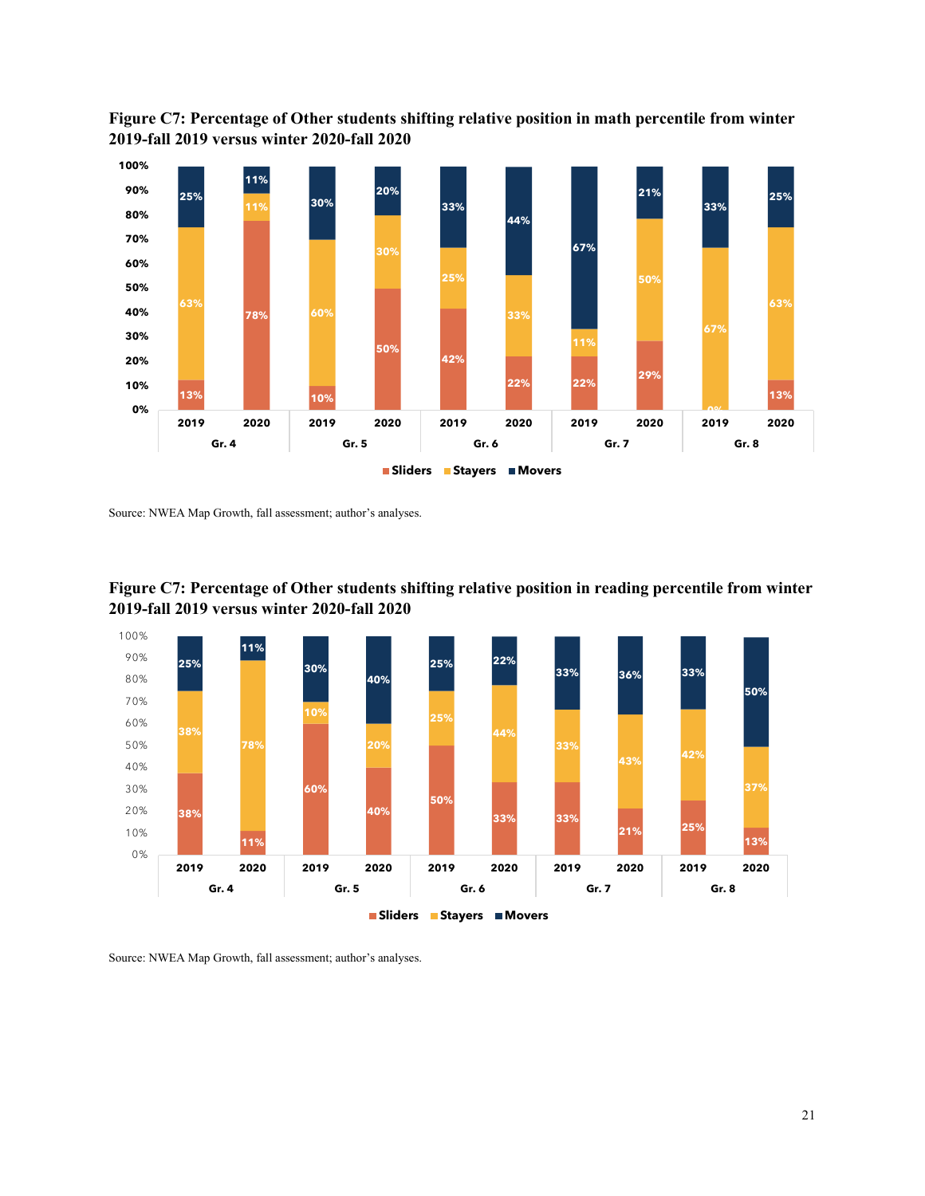**Figure C7: Percentage of Other students shifting relative position in math percentile from winter 2019-fall 2019 versus winter 2020-fall 2020**

| Grade | Year | Sliders | Stayers | Movers |
|---|---|---|---|---|
| Gr. 4 | 2019 | 13% | 63% | 25% |
| Gr. 4 | 2020 | 78% | 11% | 11% |
| Gr. 5 | 2019 | 10% | 60% | 30% |
| Gr. 5 | 2020 | 50% | 30% | 20% |
| Gr. 6 | 2019 | 42% | 25% | 33% |
| Gr. 6 | 2020 | 22% | 33% | 44% |
| Gr. 7 | 2019 | 22% | 11% | 67% |
| Gr. 7 | 2020 | 29% | 50% | 21% |
| Gr. 8 | 2019 | 0% | 67% | 33% |
| Gr. 8 | 2020 | 13% | 63% | 25% |

Source: NWEA Map Growth, fall assessment; author's analyses.

**Figure C7: Percentage of Other students shifting relative position in reading percentile from winter 2019-fall 2019 versus winter 2020-fall 2020**

| Grade | Year | Sliders | Stayers | Movers |
|---|---|---|---|---|
| Gr. 4 | 2019 | 38% | 38% | 25% |
| Gr. 4 | 2020 | 11% | 78% | 11% |
| Gr. 5 | 2019 | 60% | 10% | 30% |
| Gr. 5 | 2020 | 40% | 20% | 40% |
| Gr. 6 | 2019 | 50% | 25% | 25% |
| Gr. 6 | 2020 | 33% | 44% | 22% |
| Gr. 7 | 2019 | 33% | 33% | 33% |
| Gr. 7 | 2020 | 21% | 43% | 36% |
| Gr. 8 | 2019 | 25% | 42% | 33% |
| Gr. 8 | 2020 | 13% | 37% | 50% |

Source: NWEA Map Growth, fall assessment; author's analyses.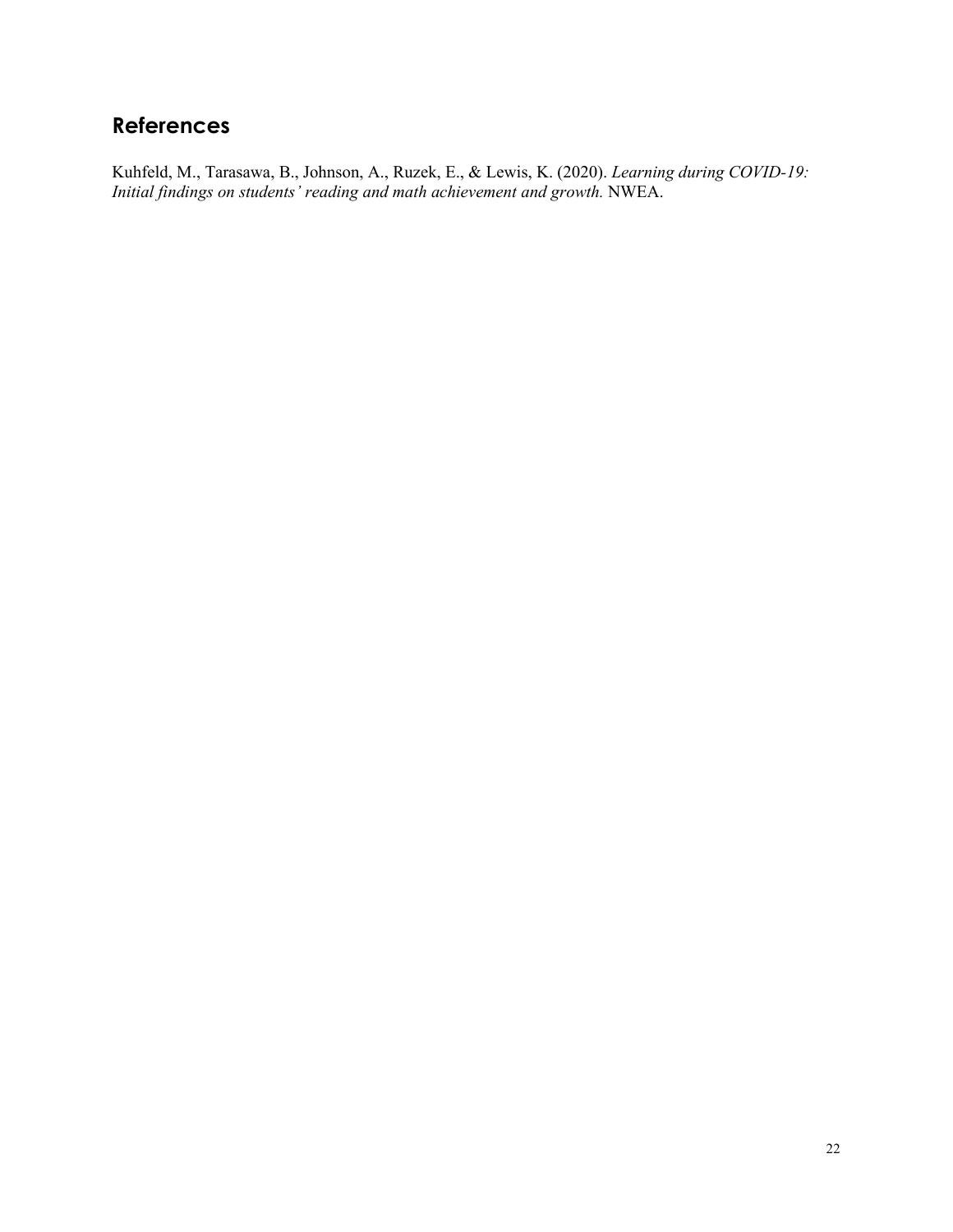## References

Kuhfeld, M., Tarasawa, B., Johnson, A., Ruzek, E., & Lewis, K. (2020). *Learning during COVID-19: Initial findings on students' reading and math achievement and growth.* NWEA.